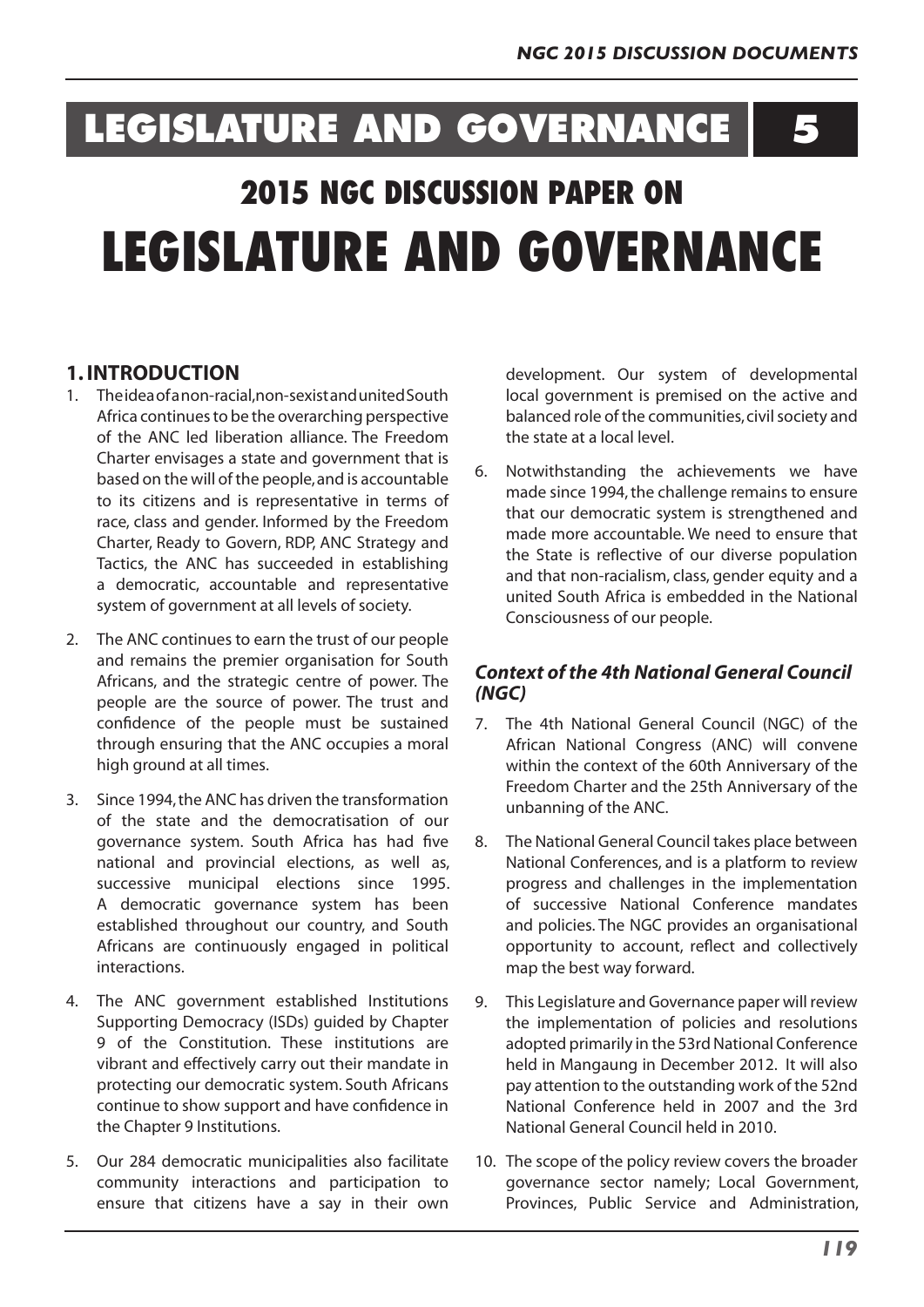# LEGISLATURE AND GOVERNANCE 5

## 2015 NGC DISCUSSION PAPER ON

# LEGISLATURE AND GOVERNANCE

## 1. INTRODUCTION

1. The idea of a non-racial, non-sexist and united South Africa continues to be the overarching perspective of the ANC led liberation alliance. The Freedom Charter envisages a state and government that is based on the will of the people, and is accountable to its citizens and is representative in terms of race, class and gender. Informed by the Freedom Charter, Ready to Govern, RDP, ANC Strategy and Tactics, the ANC has succeeded in establishing a democratic, accountable and representative system of government at all levels of society.

2. The ANC continues to earn the trust of our people and remains the premier organisation for South Africans, and the strategic centre of power. The people are the source of power. The trust and confidence of the people must be sustained through ensuring that the ANC occupies a moral high ground at all times.

3. Since 1994, the ANC has driven the transformation of the state and the democratisation of our governance system. South Africa has had five national and provincial elections, as well as, successive municipal elections since 1995. A democratic governance system has been established throughout our country, and South Africans are continuously engaged in political interactions.

4. The ANC government established Institutions Supporting Democracy (ISDs) guided by Chapter 9 of the Constitution. These institutions are vibrant and effectively carry out their mandate in protecting our democratic system. South Africans continue to show support and have confidence in the Chapter 9 Institutions.

5. Our 284 democratic municipalities also facilitate community interactions and participation to ensure that citizens have a say in their own development. Our system of developmental local government is premised on the active and balanced role of the communities, civil society and the state at a local level.

6. Notwithstanding the achievements we have made since 1994, the challenge remains to ensure that our democratic system is strengthened and made more accountable. We need to ensure that the State is reflective of our diverse population and that non-racialism, class, gender equity and a united South Africa is embedded in the National Consciousness of our people.

### *Context of the 4th National General Council (NGC)*

7. The 4th National General Council (NGC) of the African National Congress (ANC) will convene within the context of the 60th Anniversary of the Freedom Charter and the 25th Anniversary of the unbanning of the ANC.

8. The National General Council takes place between National Conferences, and is a platform to review progress and challenges in the implementation of successive National Conference mandates and policies. The NGC provides an organisational opportunity to account, reflect and collectively map the best way forward.

9. This Legislature and Governance paper will review the implementation of policies and resolutions adopted primarily in the 53rd National Conference held in Mangaung in December 2012. It will also pay attention to the outstanding work of the 52nd National Conference held in 2007 and the 3rd National General Council held in 2010.

10. The scope of the policy review covers the broader governance sector namely; Local Government, Provinces, Public Service and Administration,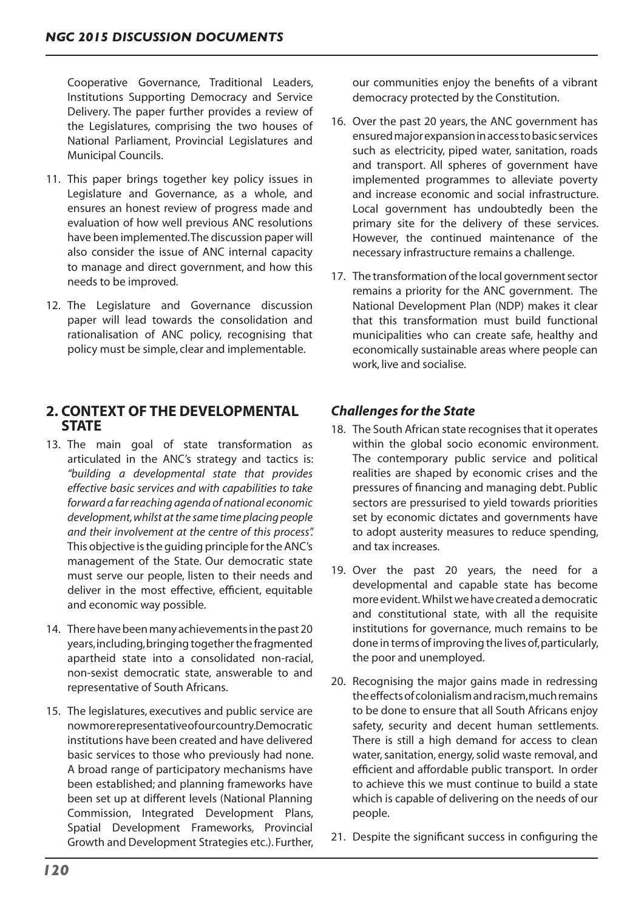Cooperative Governance, Traditional Leaders, Institutions Supporting Democracy and Service Delivery. The paper further provides a review of the Legislatures, comprising the two houses of National Parliament, Provincial Legislatures and Municipal Councils.

11. This paper brings together key policy issues in Legislature and Governance, as a whole, and ensures an honest review of progress made and evaluation of how well previous ANC resolutions have been implemented. The discussion paper will also consider the issue of ANC internal capacity to manage and direct government, and how this needs to be improved.

12. The Legislature and Governance discussion paper will lead towards the consolidation and rationalisation of ANC policy, recognising that policy must be simple, clear and implementable.

## 2. CONTEXT OF THE DEVELOPMENTAL STATE

13. The main goal of state transformation as articulated in the ANC's strategy and tactics is: *"building a developmental state that provides effective basic services and with capabilities to take forward a far reaching agenda of national economic development, whilst at the same time placing people and their involvement at the centre of this process".* This objective is the guiding principle for the ANC's management of the State. Our democratic state must serve our people, listen to their needs and deliver in the most effective, efficient, equitable and economic way possible.

14. There have been many achievements in the past 20 years, including, bringing together the fragmented apartheid state into a consolidated non-racial, non-sexist democratic state, answerable to and representative of South Africans.

15. The legislatures, executives and public service are now more representative of our country. Democratic institutions have been created and have delivered basic services to those who previously had none. A broad range of participatory mechanisms have been established; and planning frameworks have been set up at different levels (National Planning Commission, Integrated Development Plans, Spatial Development Frameworks, Provincial Growth and Development Strategies etc.). Further, our communities enjoy the benefits of a vibrant democracy protected by the Constitution.

16. Over the past 20 years, the ANC government has ensured major expansion in access to basic services such as electricity, piped water, sanitation, roads and transport. All spheres of government have implemented programmes to alleviate poverty and increase economic and social infrastructure. Local government has undoubtedly been the primary site for the delivery of these services. However, the continued maintenance of the necessary infrastructure remains a challenge.

17. The transformation of the local government sector remains a priority for the ANC government. The National Development Plan (NDP) makes it clear that this transformation must build functional municipalities who can create safe, healthy and economically sustainable areas where people can work, live and socialise.

### *Challenges for the State*

18. The South African state recognises that it operates within the global socio economic environment. The contemporary public service and political realities are shaped by economic crises and the pressures of financing and managing debt. Public sectors are pressurised to yield towards priorities set by economic dictates and governments have to adopt austerity measures to reduce spending, and tax increases.

19. Over the past 20 years, the need for a developmental and capable state has become more evident. Whilst we have created a democratic and constitutional state, with all the requisite institutions for governance, much remains to be done in terms of improving the lives of, particularly, the poor and unemployed.

20. Recognising the major gains made in redressing the effects of colonialism and racism, much remains to be done to ensure that all South Africans enjoy safety, security and decent human settlements. There is still a high demand for access to clean water, sanitation, energy, solid waste removal, and efficient and affordable public transport. In order to achieve this we must continue to build a state which is capable of delivering on the needs of our people.

21. Despite the significant success in configuring the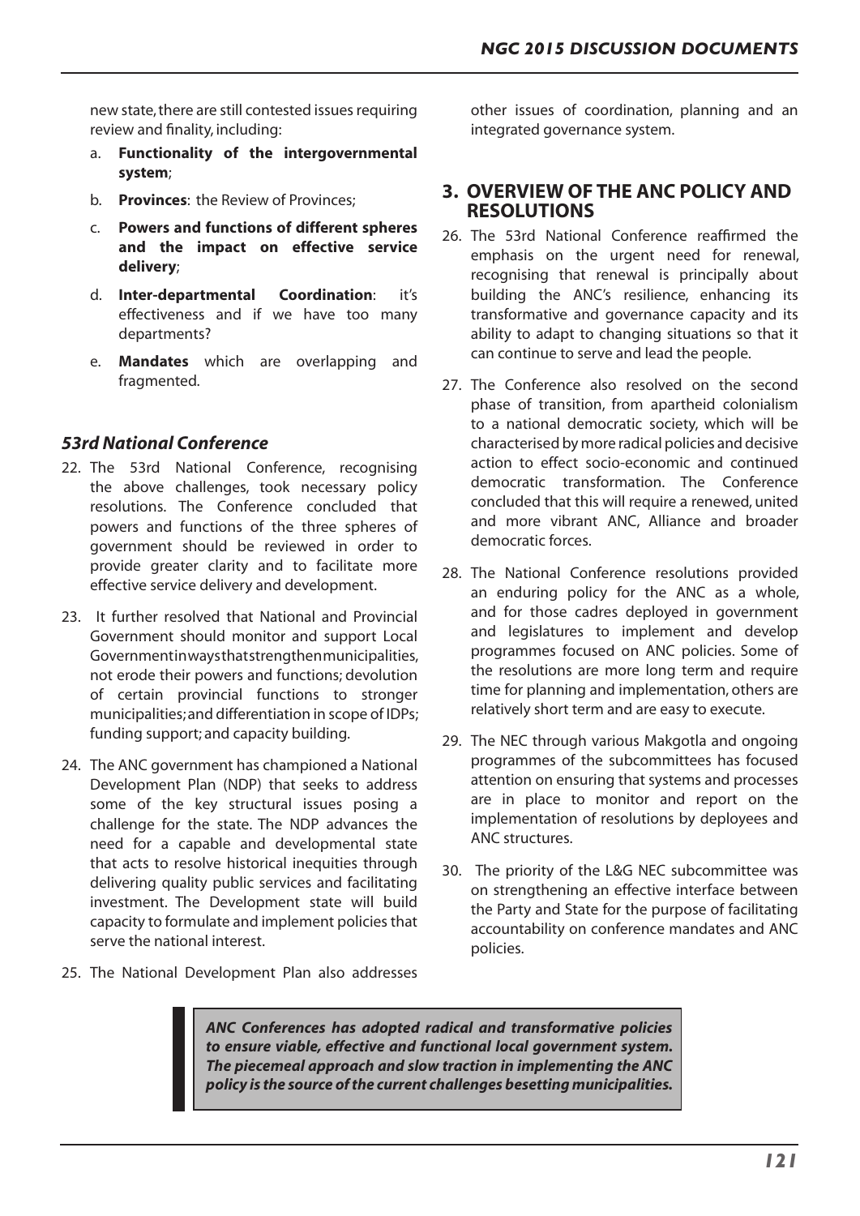new state, there are still contested issues requiring review and finality, including:

a. **Functionality of the intergovernmental system**;
b. **Provinces**: the Review of Provinces;
c. **Powers and functions of different spheres and the impact on effective service delivery**;
d. **Inter-departmental Coordination**: it's effectiveness and if we have too many departments?
e. **Mandates** which are overlapping and fragmented.

### *53rd National Conference*

22. The 53rd National Conference, recognising the above challenges, took necessary policy resolutions. The Conference concluded that powers and functions of the three spheres of government should be reviewed in order to provide greater clarity and to facilitate more effective service delivery and development.

23. It further resolved that National and Provincial Government should monitor and support Local Government in ways that strengthen municipalities, not erode their powers and functions; devolution of certain provincial functions to stronger municipalities; and differentiation in scope of IDPs; funding support; and capacity building.

24. The ANC government has championed a National Development Plan (NDP) that seeks to address some of the key structural issues posing a challenge for the state. The NDP advances the need for a capable and developmental state that acts to resolve historical inequities through delivering quality public services and facilitating investment. The Development state will build capacity to formulate and implement policies that serve the national interest.

25. The National Development Plan also addresses other issues of coordination, planning and an integrated governance system.

## 3. OVERVIEW OF THE ANC POLICY AND RESOLUTIONS

26. The 53rd National Conference reaffirmed the emphasis on the urgent need for renewal, recognising that renewal is principally about building the ANC's resilience, enhancing its transformative and governance capacity and its ability to adapt to changing situations so that it can continue to serve and lead the people.

27. The Conference also resolved on the second phase of transition, from apartheid colonialism to a national democratic society, which will be characterised by more radical policies and decisive action to effect socio-economic and continued democratic transformation. The Conference concluded that this will require a renewed, united and more vibrant ANC, Alliance and broader democratic forces.

28. The National Conference resolutions provided an enduring policy for the ANC as a whole, and for those cadres deployed in government and legislatures to implement and develop programmes focused on ANC policies. Some of the resolutions are more long term and require time for planning and implementation, others are relatively short term and are easy to execute.

29. The NEC through various Makgotla and ongoing programmes of the subcommittees has focused attention on ensuring that systems and processes are in place to monitor and report on the implementation of resolutions by deployees and ANC structures.

30. The priority of the L&G NEC subcommittee was on strengthening an effective interface between the Party and State for the purpose of facilitating accountability on conference mandates and ANC policies.

> ***ANC Conferences has adopted radical and transformative policies to ensure viable, effective and functional local government system. The piecemeal approach and slow traction in implementing the ANC policy is the source of the current challenges besetting municipalities.***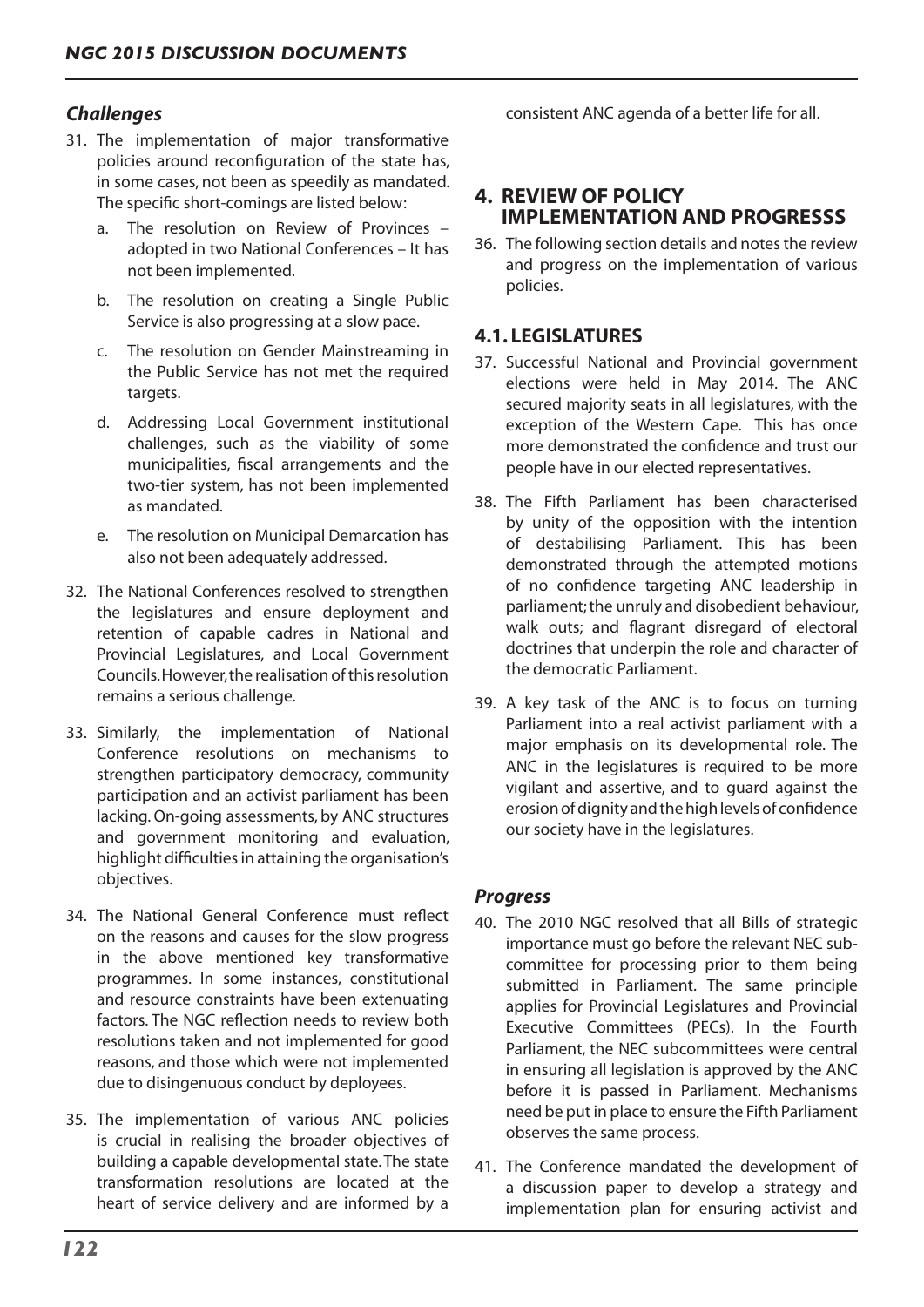### *Challenges*

31. The implementation of major transformative policies around reconfiguration of the state has, in some cases, not been as speedily as mandated. The specific short-comings are listed below:
    a. The resolution on Review of Provinces – adopted in two National Conferences – It has not been implemented.
    b. The resolution on creating a Single Public Service is also progressing at a slow pace.
    c. The resolution on Gender Mainstreaming in the Public Service has not met the required targets.
    d. Addressing Local Government institutional challenges, such as the viability of some municipalities, fiscal arrangements and the two-tier system, has not been implemented as mandated.
    e. The resolution on Municipal Demarcation has also not been adequately addressed.
32. The National Conferences resolved to strengthen the legislatures and ensure deployment and retention of capable cadres in National and Provincial Legislatures, and Local Government Councils. However, the realisation of this resolution remains a serious challenge.
33. Similarly, the implementation of National Conference resolutions on mechanisms to strengthen participatory democracy, community participation and an activist parliament has been lacking. On-going assessments, by ANC structures and government monitoring and evaluation, highlight difficulties in attaining the organisation's objectives.
34. The National General Conference must reflect on the reasons and causes for the slow progress in the above mentioned key transformative programmes. In some instances, constitutional and resource constraints have been extenuating factors. The NGC reflection needs to review both resolutions taken and not implemented for good reasons, and those which were not implemented due to disingenuous conduct by deployees.
35. The implementation of various ANC policies is crucial in realising the broader objectives of building a capable developmental state. The state transformation resolutions are located at the heart of service delivery and are informed by a consistent ANC agenda of a better life for all.

## 4. REVIEW OF POLICY IMPLEMENTATION AND PROGRESSS

36. The following section details and notes the review and progress on the implementation of various policies.

### 4.1. LEGISLATURES

37. Successful National and Provincial government elections were held in May 2014. The ANC secured majority seats in all legislatures, with the exception of the Western Cape. This has once more demonstrated the confidence and trust our people have in our elected representatives.
38. The Fifth Parliament has been characterised by unity of the opposition with the intention of destabilising Parliament. This has been demonstrated through the attempted motions of no confidence targeting ANC leadership in parliament; the unruly and disobedient behaviour, walk outs; and flagrant disregard of electoral doctrines that underpin the role and character of the democratic Parliament.
39. A key task of the ANC is to focus on turning Parliament into a real activist parliament with a major emphasis on its developmental role. The ANC in the legislatures is required to be more vigilant and assertive, and to guard against the erosion of dignity and the high levels of confidence our society have in the legislatures.

### *Progress*

40. The 2010 NGC resolved that all Bills of strategic importance must go before the relevant NEC sub-committee for processing prior to them being submitted in Parliament. The same principle applies for Provincial Legislatures and Provincial Executive Committees (PECs). In the Fourth Parliament, the NEC subcommittees were central in ensuring all legislation is approved by the ANC before it is passed in Parliament. Mechanisms need be put in place to ensure the Fifth Parliament observes the same process.
41. The Conference mandated the development of a discussion paper to develop a strategy and implementation plan for ensuring activist and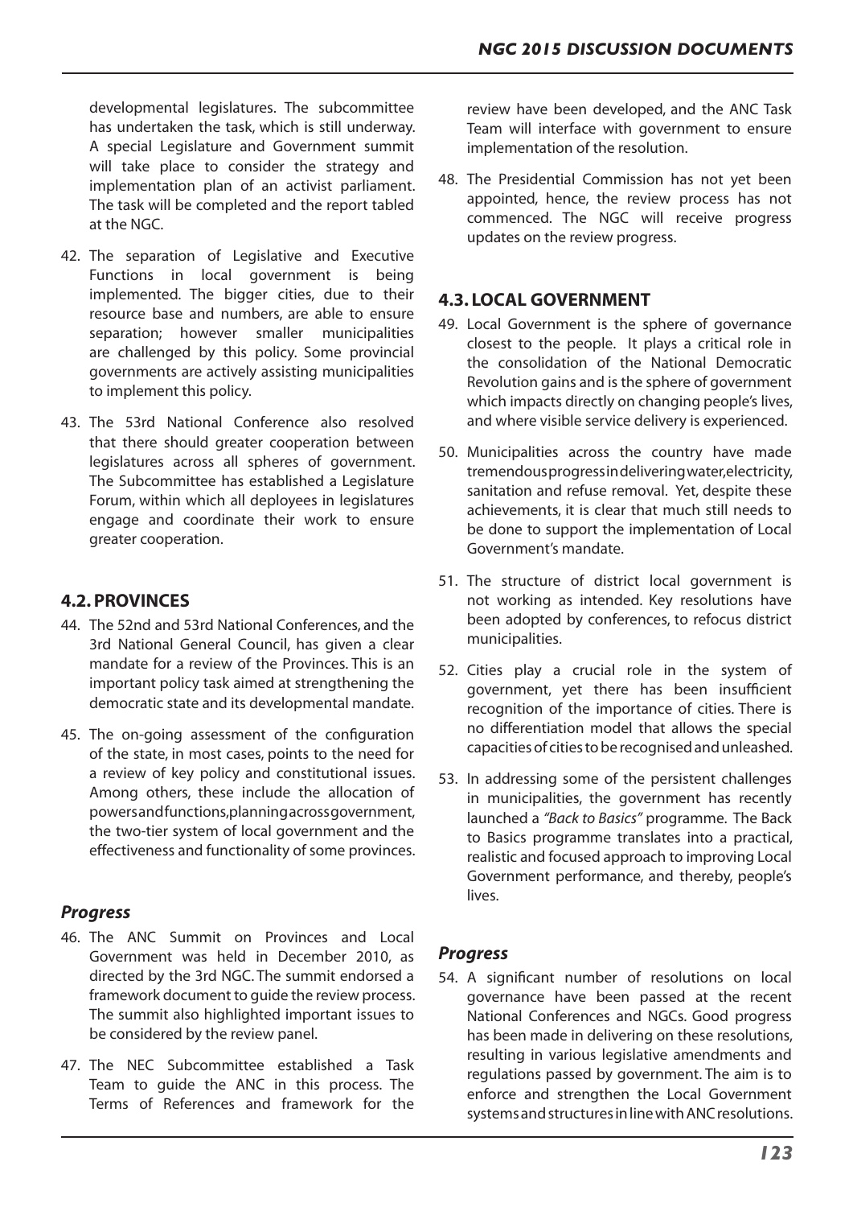developmental legislatures. The subcommittee has undertaken the task, which is still underway. A special Legislature and Government summit will take place to consider the strategy and implementation plan of an activist parliament. The task will be completed and the report tabled at the NGC.

42. The separation of Legislative and Executive Functions in local government is being implemented. The bigger cities, due to their resource base and numbers, are able to ensure separation; however smaller municipalities are challenged by this policy. Some provincial governments are actively assisting municipalities to implement this policy.

43. The 53rd National Conference also resolved that there should greater cooperation between legislatures across all spheres of government. The Subcommittee has established a Legislature Forum, within which all deployees in legislatures engage and coordinate their work to ensure greater cooperation.

## 4.2. PROVINCES

44. The 52nd and 53rd National Conferences, and the 3rd National General Council, has given a clear mandate for a review of the Provinces. This is an important policy task aimed at strengthening the democratic state and its developmental mandate.

45. The on-going assessment of the configuration of the state, in most cases, points to the need for a review of key policy and constitutional issues. Among others, these include the allocation of powers and functions, planning across government, the two-tier system of local government and the effectiveness and functionality of some provinces.

### *Progress*

46. The ANC Summit on Provinces and Local Government was held in December 2010, as directed by the 3rd NGC. The summit endorsed a framework document to guide the review process. The summit also highlighted important issues to be considered by the review panel.

47. The NEC Subcommittee established a Task Team to guide the ANC in this process. The Terms of References and framework for the review have been developed, and the ANC Task Team will interface with government to ensure implementation of the resolution.

48. The Presidential Commission has not yet been appointed, hence, the review process has not commenced. The NGC will receive progress updates on the review progress.

## 4.3. LOCAL GOVERNMENT

49. Local Government is the sphere of governance closest to the people. It plays a critical role in the consolidation of the National Democratic Revolution gains and is the sphere of government which impacts directly on changing people's lives, and where visible service delivery is experienced.

50. Municipalities across the country have made tremendous progress in delivering water, electricity, sanitation and refuse removal. Yet, despite these achievements, it is clear that much still needs to be done to support the implementation of Local Government's mandate.

51. The structure of district local government is not working as intended. Key resolutions have been adopted by conferences, to refocus district municipalities.

52. Cities play a crucial role in the system of government, yet there has been insufficient recognition of the importance of cities. There is no differentiation model that allows the special capacities of cities to be recognised and unleashed.

53. In addressing some of the persistent challenges in municipalities, the government has recently launched a *"Back to Basics"* programme. The Back to Basics programme translates into a practical, realistic and focused approach to improving Local Government performance, and thereby, people's lives.

### *Progress*

54. A significant number of resolutions on local governance have been passed at the recent National Conferences and NGCs. Good progress has been made in delivering on these resolutions, resulting in various legislative amendments and regulations passed by government. The aim is to enforce and strengthen the Local Government systems and structures in line with ANC resolutions.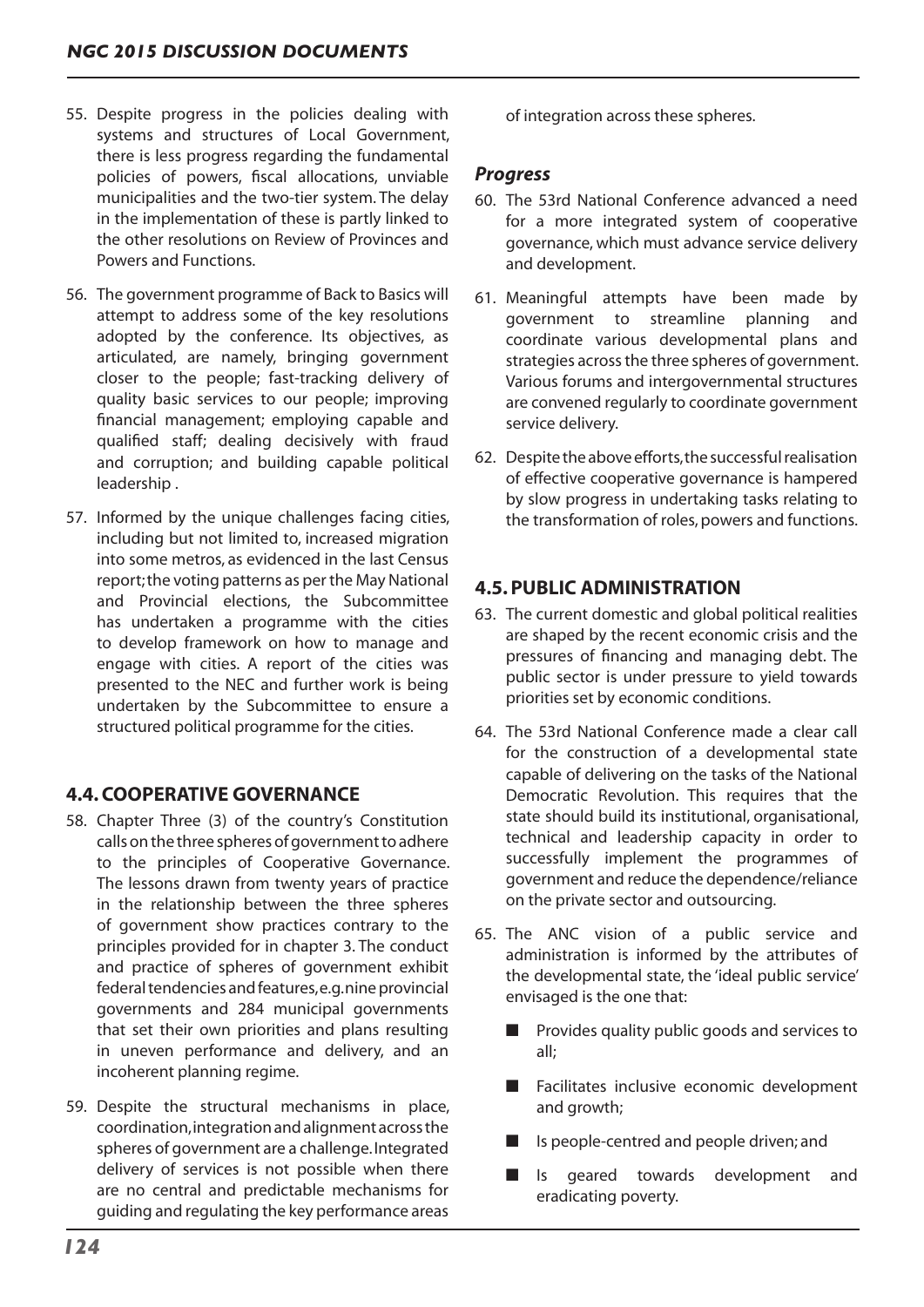55. Despite progress in the policies dealing with systems and structures of Local Government, there is less progress regarding the fundamental policies of powers, fiscal allocations, unviable municipalities and the two-tier system. The delay in the implementation of these is partly linked to the other resolutions on Review of Provinces and Powers and Functions.

56. The government programme of Back to Basics will attempt to address some of the key resolutions adopted by the conference. Its objectives, as articulated, are namely, bringing government closer to the people; fast-tracking delivery of quality basic services to our people; improving financial management; employing capable and qualified staff; dealing decisively with fraud and corruption; and building capable political leadership .

57. Informed by the unique challenges facing cities, including but not limited to, increased migration into some metros, as evidenced in the last Census report; the voting patterns as per the May National and Provincial elections, the Subcommittee has undertaken a programme with the cities to develop framework on how to manage and engage with cities. A report of the cities was presented to the NEC and further work is being undertaken by the Subcommittee to ensure a structured political programme for the cities.

## 4.4. COOPERATIVE GOVERNANCE

58. Chapter Three (3) of the country's Constitution calls on the three spheres of government to adhere to the principles of Cooperative Governance. The lessons drawn from twenty years of practice in the relationship between the three spheres of government show practices contrary to the principles provided for in chapter 3. The conduct and practice of spheres of government exhibit federal tendencies and features, e.g. nine provincial governments and 284 municipal governments that set their own priorities and plans resulting in uneven performance and delivery, and an incoherent planning regime.

59. Despite the structural mechanisms in place, coordination, integration and alignment across the spheres of government are a challenge. Integrated delivery of services is not possible when there are no central and predictable mechanisms for guiding and regulating the key performance areas of integration across these spheres.

### *Progress*

60. The 53rd National Conference advanced a need for a more integrated system of cooperative governance, which must advance service delivery and development.

61. Meaningful attempts have been made by government to streamline planning and coordinate various developmental plans and strategies across the three spheres of government. Various forums and intergovernmental structures are convened regularly to coordinate government service delivery.

62. Despite the above efforts, the successful realisation of effective cooperative governance is hampered by slow progress in undertaking tasks relating to the transformation of roles, powers and functions.

## 4.5. PUBLIC ADMINISTRATION

63. The current domestic and global political realities are shaped by the recent economic crisis and the pressures of financing and managing debt. The public sector is under pressure to yield towards priorities set by economic conditions.

64. The 53rd National Conference made a clear call for the construction of a developmental state capable of delivering on the tasks of the National Democratic Revolution. This requires that the state should build its institutional, organisational, technical and leadership capacity in order to successfully implement the programmes of government and reduce the dependence/reliance on the private sector and outsourcing.

65. The ANC vision of a public service and administration is informed by the attributes of the developmental state, the 'ideal public service' envisaged is the one that:

    - Provides quality public goods and services to all;
    - Facilitates inclusive economic development and growth;
    - Is people-centred and people driven; and
    - Is geared towards development and eradicating poverty.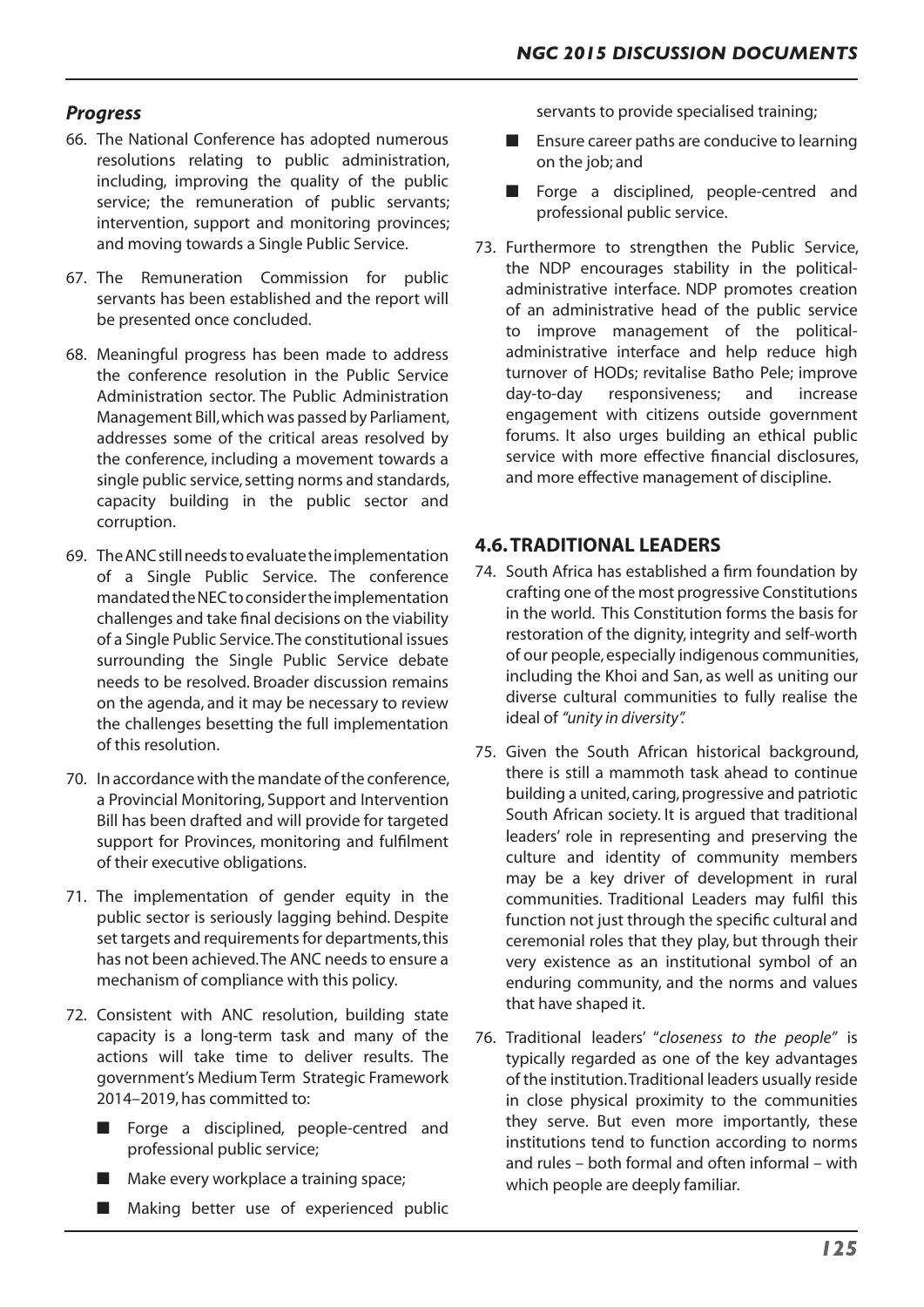### *Progress*

66. The National Conference has adopted numerous resolutions relating to public administration, including, improving the quality of the public service; the remuneration of public servants; intervention, support and monitoring provinces; and moving towards a Single Public Service.

67. The Remuneration Commission for public servants has been established and the report will be presented once concluded.

68. Meaningful progress has been made to address the conference resolution in the Public Service Administration sector. The Public Administration Management Bill, which was passed by Parliament, addresses some of the critical areas resolved by the conference, including a movement towards a single public service, setting norms and standards, capacity building in the public sector and corruption.

69. The ANC still needs to evaluate the implementation of a Single Public Service. The conference mandated the NEC to consider the implementation challenges and take final decisions on the viability of a Single Public Service. The constitutional issues surrounding the Single Public Service debate needs to be resolved. Broader discussion remains on the agenda, and it may be necessary to review the challenges besetting the full implementation of this resolution.

70. In accordance with the mandate of the conference, a Provincial Monitoring, Support and Intervention Bill has been drafted and will provide for targeted support for Provinces, monitoring and fulfilment of their executive obligations.

71. The implementation of gender equity in the public sector is seriously lagging behind. Despite set targets and requirements for departments, this has not been achieved. The ANC needs to ensure a mechanism of compliance with this policy.

72. Consistent with ANC resolution, building state capacity is a long-term task and many of the actions will take time to deliver results. The government's Medium Term Strategic Framework 2014–2019, has committed to:
    - Forge a disciplined, people-centred and professional public service;
    - Make every workplace a training space;
    - Making better use of experienced public servants to provide specialised training;
    - Ensure career paths are conducive to learning on the job; and
    - Forge a disciplined, people-centred and professional public service.

73. Furthermore to strengthen the Public Service, the NDP encourages stability in the political-administrative interface. NDP promotes creation of an administrative head of the public service to improve management of the political-administrative interface and help reduce high turnover of HODs; revitalise Batho Pele; improve day-to-day responsiveness; and increase engagement with citizens outside government forums. It also urges building an ethical public service with more effective financial disclosures, and more effective management of discipline.

## 4.6. TRADITIONAL LEADERS

74. South Africa has established a firm foundation by crafting one of the most progressive Constitutions in the world. This Constitution forms the basis for restoration of the dignity, integrity and self-worth of our people, especially indigenous communities, including the Khoi and San, as well as uniting our diverse cultural communities to fully realise the ideal of *"unity in diversity".*

75. Given the South African historical background, there is still a mammoth task ahead to continue building a united, caring, progressive and patriotic South African society. It is argued that traditional leaders' role in representing and preserving the culture and identity of community members may be a key driver of development in rural communities. Traditional Leaders may fulfil this function not just through the specific cultural and ceremonial roles that they play, but through their very existence as an institutional symbol of an enduring community, and the norms and values that have shaped it.

76. Traditional leaders' "*closeness to the people"* is typically regarded as one of the key advantages of the institution. Traditional leaders usually reside in close physical proximity to the communities they serve. But even more importantly, these institutions tend to function according to norms and rules – both formal and often informal – with which people are deeply familiar.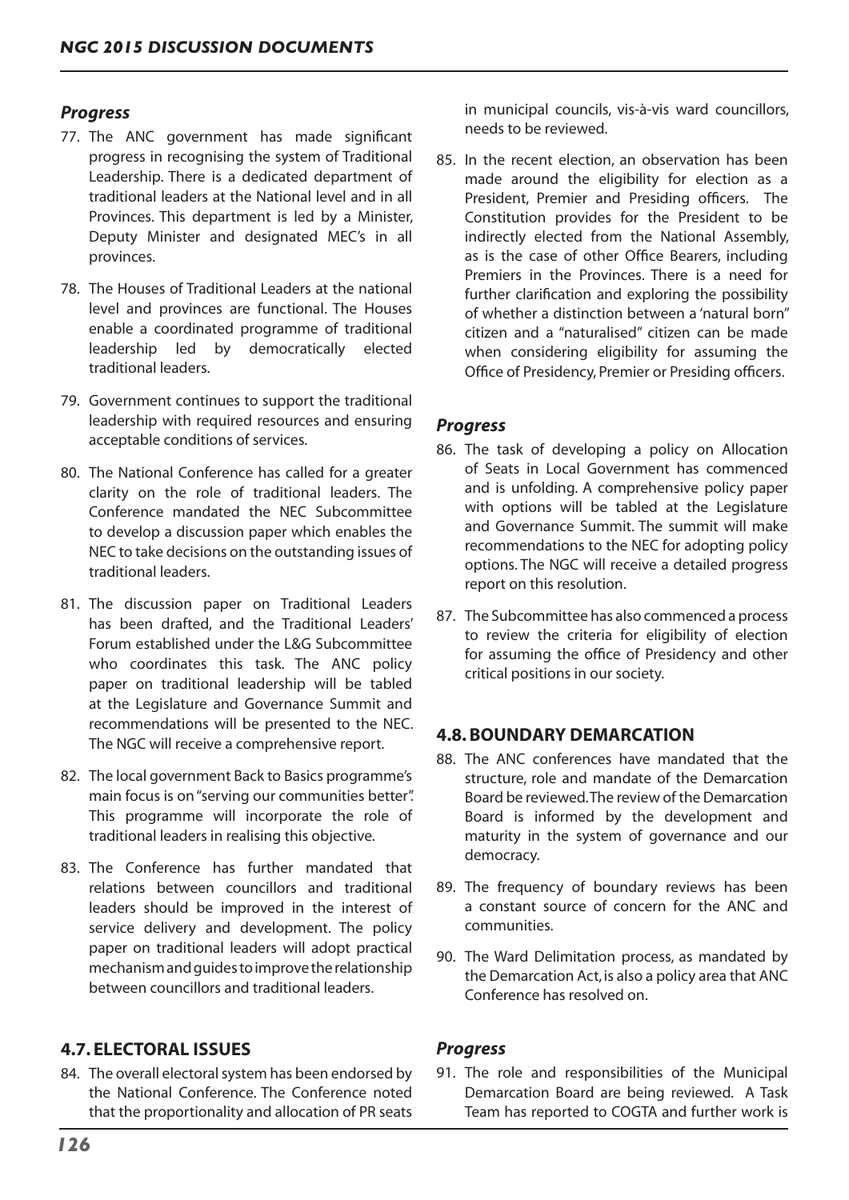### *Progress*

77. The ANC government has made significant progress in recognising the system of Traditional Leadership. There is a dedicated department of traditional leaders at the National level and in all Provinces. This department is led by a Minister, Deputy Minister and designated MEC's in all provinces.

78. The Houses of Traditional Leaders at the national level and provinces are functional. The Houses enable a coordinated programme of traditional leadership led by democratically elected traditional leaders.

79. Government continues to support the traditional leadership with required resources and ensuring acceptable conditions of services.

80. The National Conference has called for a greater clarity on the role of traditional leaders. The Conference mandated the NEC Subcommittee to develop a discussion paper which enables the NEC to take decisions on the outstanding issues of traditional leaders.

81. The discussion paper on Traditional Leaders has been drafted, and the Traditional Leaders' Forum established under the L&G Subcommittee who coordinates this task. The ANC policy paper on traditional leadership will be tabled at the Legislature and Governance Summit and recommendations will be presented to the NEC. The NGC will receive a comprehensive report.

82. The local government Back to Basics programme's main focus is on "serving our communities better". This programme will incorporate the role of traditional leaders in realising this objective.

83. The Conference has further mandated that relations between councillors and traditional leaders should be improved in the interest of service delivery and development. The policy paper on traditional leaders will adopt practical mechanism and guides to improve the relationship between councillors and traditional leaders.

## 4.7. ELECTORAL ISSUES

84. The overall electoral system has been endorsed by the National Conference. The Conference noted that the proportionality and allocation of PR seats in municipal councils, vis-à-vis ward councillors, needs to be reviewed.

85. In the recent election, an observation has been made around the eligibility for election as a President, Premier and Presiding officers. The Constitution provides for the President to be indirectly elected from the National Assembly, as is the case of other Office Bearers, including Premiers in the Provinces. There is a need for further clarification and exploring the possibility of whether a distinction between a 'natural born" citizen and a "naturalised" citizen can be made when considering eligibility for assuming the Office of Presidency, Premier or Presiding officers.

### *Progress*

86. The task of developing a policy on Allocation of Seats in Local Government has commenced and is unfolding. A comprehensive policy paper with options will be tabled at the Legislature and Governance Summit. The summit will make recommendations to the NEC for adopting policy options. The NGC will receive a detailed progress report on this resolution.

87. The Subcommittee has also commenced a process to review the criteria for eligibility of election for assuming the office of Presidency and other critical positions in our society.

## 4.8. BOUNDARY DEMARCATION

88. The ANC conferences have mandated that the structure, role and mandate of the Demarcation Board be reviewed. The review of the Demarcation Board is informed by the development and maturity in the system of governance and our democracy.

89. The frequency of boundary reviews has been a constant source of concern for the ANC and communities.

90. The Ward Delimitation process, as mandated by the Demarcation Act, is also a policy area that ANC Conference has resolved on.

### *Progress*

91. The role and responsibilities of the Municipal Demarcation Board are being reviewed. A Task Team has reported to COGTA and further work is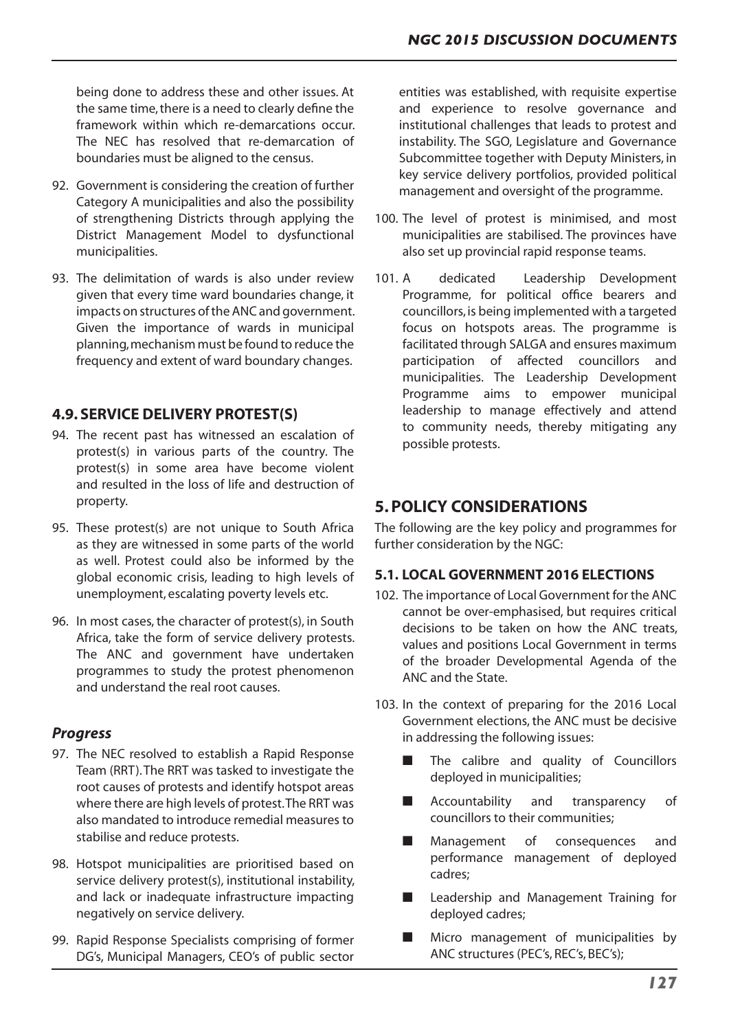being done to address these and other issues. At the same time, there is a need to clearly define the framework within which re-demarcations occur. The NEC has resolved that re-demarcation of boundaries must be aligned to the census.

92. Government is considering the creation of further Category A municipalities and also the possibility of strengthening Districts through applying the District Management Model to dysfunctional municipalities.

93. The delimitation of wards is also under review given that every time ward boundaries change, it impacts on structures of the ANC and government. Given the importance of wards in municipal planning, mechanism must be found to reduce the frequency and extent of ward boundary changes.

## 4.9. SERVICE DELIVERY PROTEST(S)

94. The recent past has witnessed an escalation of protest(s) in various parts of the country. The protest(s) in some area have become violent and resulted in the loss of life and destruction of property.

95. These protest(s) are not unique to South Africa as they are witnessed in some parts of the world as well. Protest could also be informed by the global economic crisis, leading to high levels of unemployment, escalating poverty levels etc.

96. In most cases, the character of protest(s), in South Africa, take the form of service delivery protests. The ANC and government have undertaken programmes to study the protest phenomenon and understand the real root causes.

### *Progress*

97. The NEC resolved to establish a Rapid Response Team (RRT). The RRT was tasked to investigate the root causes of protests and identify hotspot areas where there are high levels of protest. The RRT was also mandated to introduce remedial measures to stabilise and reduce protests.

98. Hotspot municipalities are prioritised based on service delivery protest(s), institutional instability, and lack or inadequate infrastructure impacting negatively on service delivery.

99. Rapid Response Specialists comprising of former DG's, Municipal Managers, CEO's of public sector entities was established, with requisite expertise and experience to resolve governance and institutional challenges that leads to protest and instability. The SGO, Legislature and Governance Subcommittee together with Deputy Ministers, in key service delivery portfolios, provided political management and oversight of the programme.

100. The level of protest is minimised, and most municipalities are stabilised. The provinces have also set up provincial rapid response teams.

101. A dedicated Leadership Development Programme, for political office bearers and councillors, is being implemented with a targeted focus on hotspots areas. The programme is facilitated through SALGA and ensures maximum participation of affected councillors and municipalities. The Leadership Development Programme aims to empower municipal leadership to manage effectively and attend to community needs, thereby mitigating any possible protests.

# 5. POLICY CONSIDERATIONS

The following are the key policy and programmes for further consideration by the NGC:

## 5.1. LOCAL GOVERNMENT 2016 ELECTIONS

102. The importance of Local Government for the ANC cannot be over-emphasised, but requires critical decisions to be taken on how the ANC treats, values and positions Local Government in terms of the broader Developmental Agenda of the ANC and the State.

103. In the context of preparing for the 2016 Local Government elections, the ANC must be decisive in addressing the following issues:

- The calibre and quality of Councillors deployed in municipalities;
- Accountability and transparency of councillors to their communities;
- Management of consequences and performance management of deployed cadres;
- Leadership and Management Training for deployed cadres;
- Micro management of municipalities by ANC structures (PEC's, REC's, BEC's);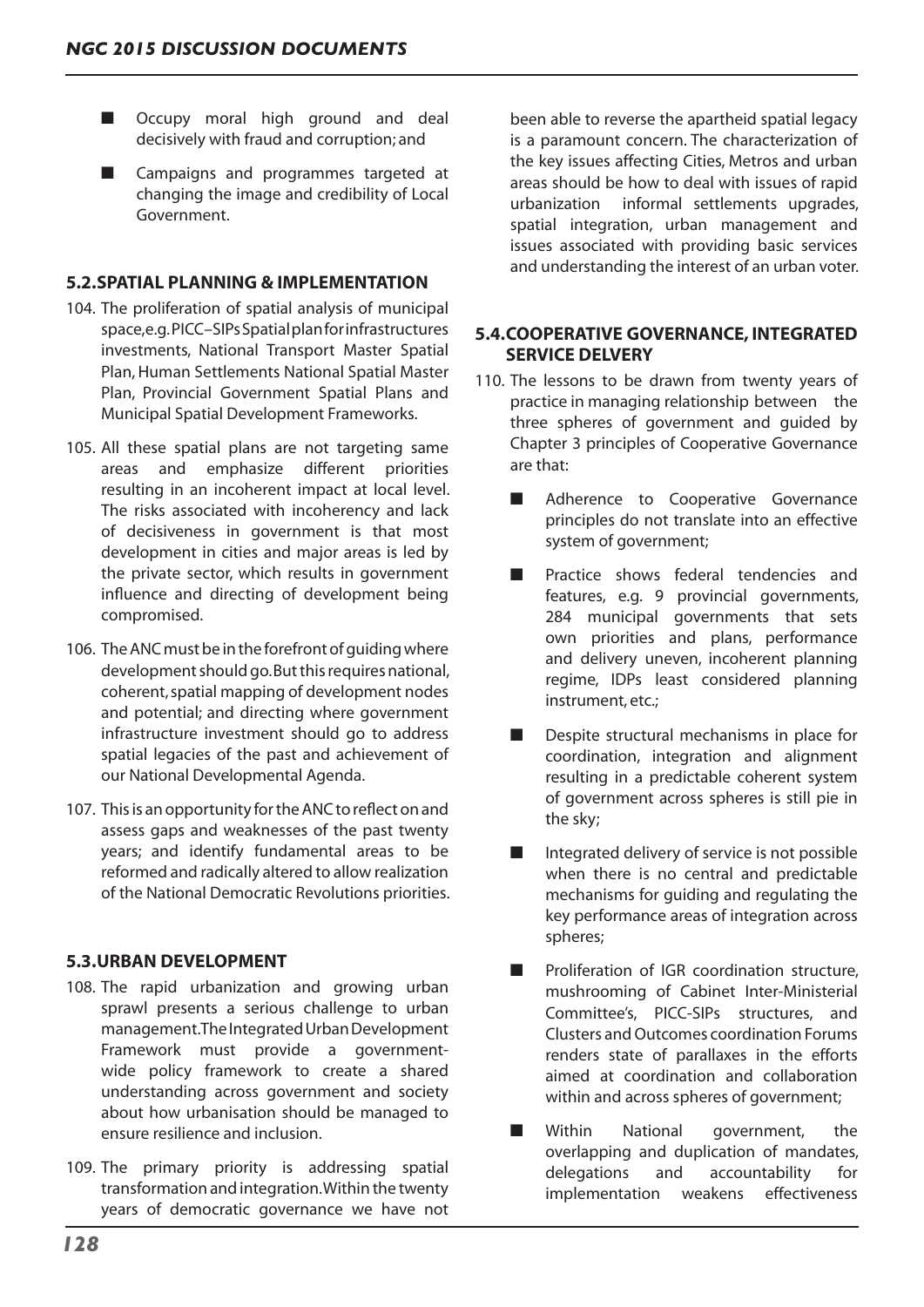- Occupy moral high ground and deal decisively with fraud and corruption; and
- Campaigns and programmes targeted at changing the image and credibility of Local Government.

### 5.2. SPATIAL PLANNING & IMPLEMENTATION

104. The proliferation of spatial analysis of municipal space, e.g. PICC–SIPs Spatial plan for infrastructures investments, National Transport Master Spatial Plan, Human Settlements National Spatial Master Plan, Provincial Government Spatial Plans and Municipal Spatial Development Frameworks.

105. All these spatial plans are not targeting same areas and emphasize different priorities resulting in an incoherent impact at local level. The risks associated with incoherency and lack of decisiveness in government is that most development in cities and major areas is led by the private sector, which results in government influence and directing of development being compromised.

106. The ANC must be in the forefront of guiding where development should go. But this requires national, coherent, spatial mapping of development nodes and potential; and directing where government infrastructure investment should go to address spatial legacies of the past and achievement of our National Developmental Agenda.

107. This is an opportunity for the ANC to reflect on and assess gaps and weaknesses of the past twenty years; and identify fundamental areas to be reformed and radically altered to allow realization of the National Democratic Revolutions priorities.

### 5.3. URBAN DEVELOPMENT

108. The rapid urbanization and growing urban sprawl presents a serious challenge to urban management. The Integrated Urban Development Framework must provide a government-wide policy framework to create a shared understanding across government and society about how urbanisation should be managed to ensure resilience and inclusion.

109. The primary priority is addressing spatial transformation and integration. Within the twenty years of democratic governance we have not been able to reverse the apartheid spatial legacy is a paramount concern. The characterization of the key issues affecting Cities, Metros and urban areas should be how to deal with issues of rapid urbanization informal settlements upgrades, spatial integration, urban management and issues associated with providing basic services and understanding the interest of an urban voter.

### 5.4. COOPERATIVE GOVERNANCE, INTEGRATED SERVICE DELIVERY

110. The lessons to be drawn from twenty years of practice in managing relationship between the three spheres of government and guided by Chapter 3 principles of Cooperative Governance are that:

- Adherence to Cooperative Governance principles do not translate into an effective system of government;
- Practice shows federal tendencies and features, e.g. 9 provincial governments, 284 municipal governments that sets own priorities and plans, performance and delivery uneven, incoherent planning regime, IDPs least considered planning instrument, etc.;
- Despite structural mechanisms in place for coordination, integration and alignment resulting in a predictable coherent system of government across spheres is still pie in the sky;
- Integrated delivery of service is not possible when there is no central and predictable mechanisms for guiding and regulating the key performance areas of integration across spheres;
- Proliferation of IGR coordination structure, mushrooming of Cabinet Inter-Ministerial Committee's, PICC-SIPs structures, and Clusters and Outcomes coordination Forums renders state of parallaxes in the efforts aimed at coordination and collaboration within and across spheres of government;
- Within National government, the overlapping and duplication of mandates, delegations and accountability for implementation weakens effectiveness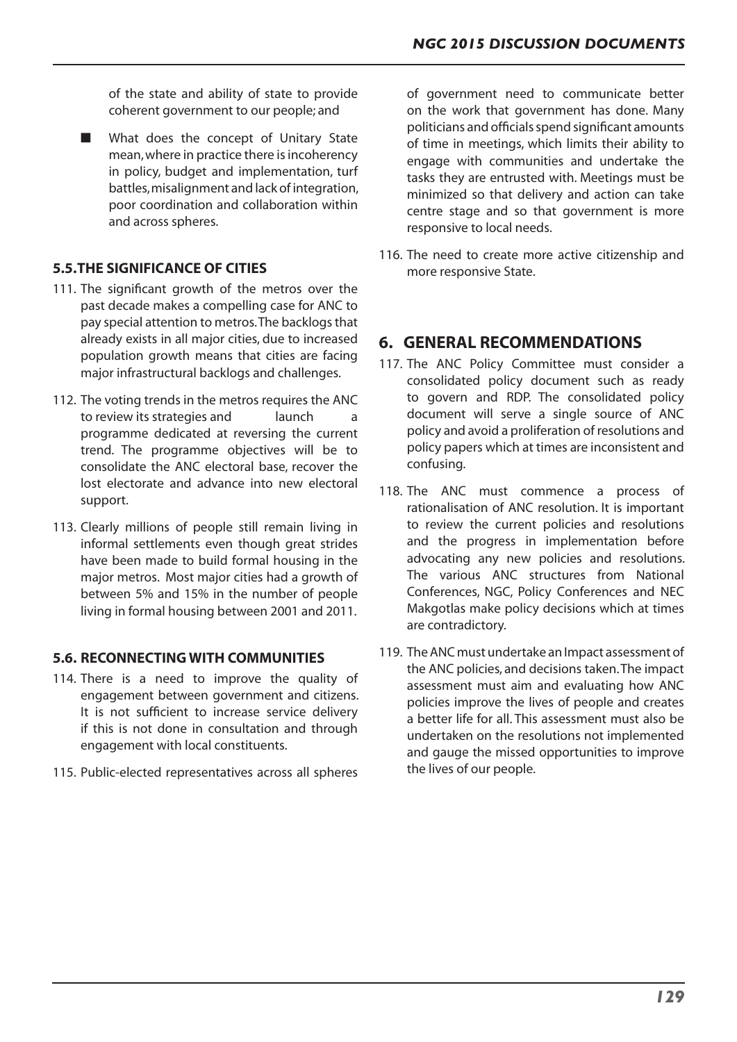of the state and ability of state to provide coherent government to our people; and

- What does the concept of Unitary State mean, where in practice there is incoherency in policy, budget and implementation, turf battles, misalignment and lack of integration, poor coordination and collaboration within and across spheres.

### 5.5. THE SIGNIFICANCE OF CITIES

111. The significant growth of the metros over the past decade makes a compelling case for ANC to pay special attention to metros. The backlogs that already exists in all major cities, due to increased population growth means that cities are facing major infrastructural backlogs and challenges.

112. The voting trends in the metros requires the ANC to review its strategies and launch a programme dedicated at reversing the current trend. The programme objectives will be to consolidate the ANC electoral base, recover the lost electorate and advance into new electoral support.

113. Clearly millions of people still remain living in informal settlements even though great strides have been made to build formal housing in the major metros. Most major cities had a growth of between 5% and 15% in the number of people living in formal housing between 2001 and 2011.

### 5.6. RECONNECTING WITH COMMUNITIES

114. There is a need to improve the quality of engagement between government and citizens. It is not sufficient to increase service delivery if this is not done in consultation and through engagement with local constituents.

115. Public-elected representatives across all spheres of government need to communicate better on the work that government has done. Many politicians and officials spend significant amounts of time in meetings, which limits their ability to engage with communities and undertake the tasks they are entrusted with. Meetings must be minimized so that delivery and action can take centre stage and so that government is more responsive to local needs.

116. The need to create more active citizenship and more responsive State.

## 6. GENERAL RECOMMENDATIONS

117. The ANC Policy Committee must consider a consolidated policy document such as ready to govern and RDP. The consolidated policy document will serve a single source of ANC policy and avoid a proliferation of resolutions and policy papers which at times are inconsistent and confusing.

118. The ANC must commence a process of rationalisation of ANC resolution. It is important to review the current policies and resolutions and the progress in implementation before advocating any new policies and resolutions. The various ANC structures from National Conferences, NGC, Policy Conferences and NEC Makgotlas make policy decisions which at times are contradictory.

119. The ANC must undertake an Impact assessment of the ANC policies, and decisions taken. The impact assessment must aim and evaluating how ANC policies improve the lives of people and creates a better life for all. This assessment must also be undertaken on the resolutions not implemented and gauge the missed opportunities to improve the lives of our people.